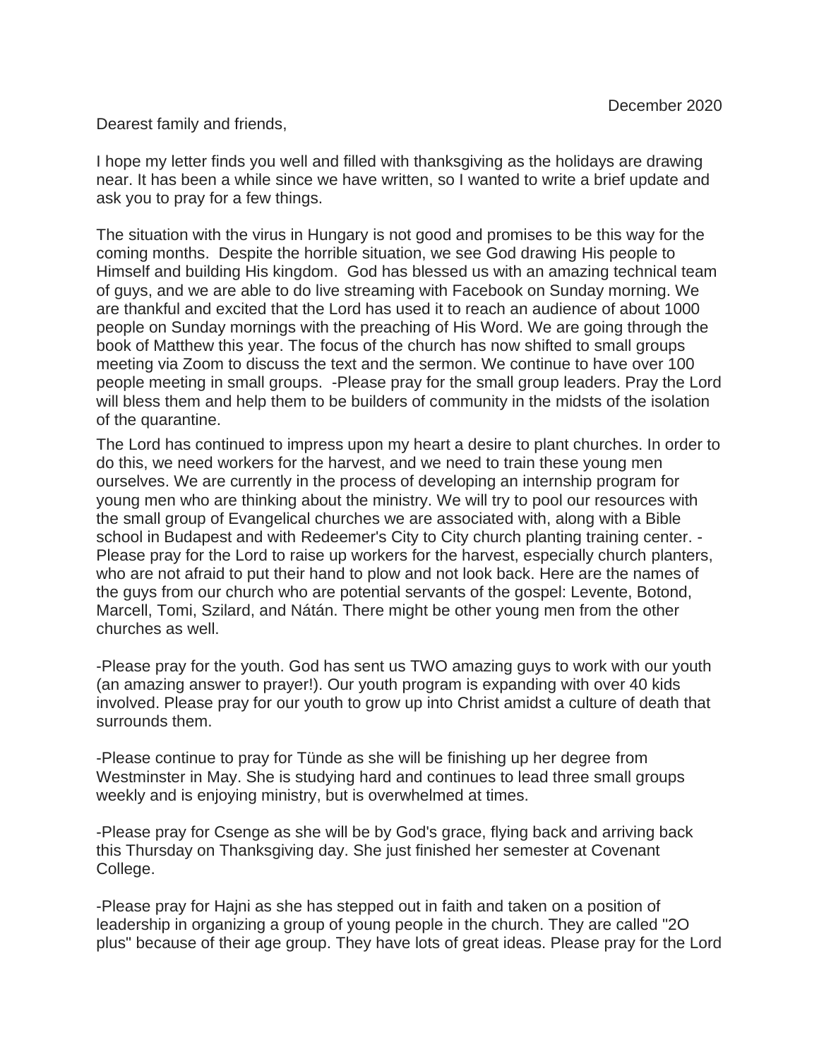December 2020

Dearest family and friends,

I hope my letter finds you well and filled with thanksgiving as the holidays are drawing near. It has been a while since we have written, so I wanted to write a brief update and ask you to pray for a few things.

The situation with the virus in Hungary is not good and promises to be this way for the coming months. Despite the horrible situation, we see God drawing His people to Himself and building His kingdom. God has blessed us with an amazing technical team of guys, and we are able to do live streaming with Facebook on Sunday morning. We are thankful and excited that the Lord has used it to reach an audience of about 1000 people on Sunday mornings with the preaching of His Word. We are going through the book of Matthew this year. The focus of the church has now shifted to small groups meeting via Zoom to discuss the text and the sermon. We continue to have over 100 people meeting in small groups. -Please pray for the small group leaders. Pray the Lord will bless them and help them to be builders of community in the midsts of the isolation of the quarantine.

The Lord has continued to impress upon my heart a desire to plant churches. In order to do this, we need workers for the harvest, and we need to train these young men ourselves. We are currently in the process of developing an internship program for young men who are thinking about the ministry. We will try to pool our resources with the small group of Evangelical churches we are associated with, along with a Bible school in Budapest and with Redeemer's City to City church planting training center. -Please pray for the Lord to raise up workers for the harvest, especially church planters, who are not afraid to put their hand to plow and not look back. Here are the names of the guys from our church who are potential servants of the gospel: Levente, Botond, Marcell, Tomi, Szilard, and Nátán. There might be other young men from the other churches as well.

-Please pray for the youth. God has sent us TWO amazing guys to work with our youth (an amazing answer to prayer!). Our youth program is expanding with over 40 kids involved. Please pray for our youth to grow up into Christ amidst a culture of death that surrounds them.

-Please continue to pray for Tünde as she will be finishing up her degree from Westminster in May. She is studying hard and continues to lead three small groups weekly and is enjoying ministry, but is overwhelmed at times.

-Please pray for Csenge as she will be by God's grace, flying back and arriving back this Thursday on Thanksgiving day. She just finished her semester at Covenant College.

-Please pray for Hajni as she has stepped out in faith and taken on a position of leadership in organizing a group of young people in the church. They are called "2O plus" because of their age group. They have lots of great ideas. Please pray for the Lord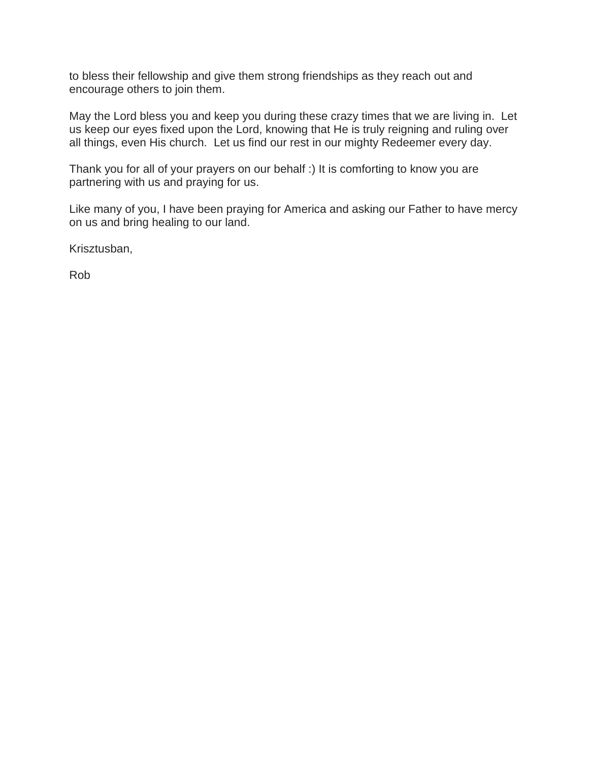to bless their fellowship and give them strong friendships as they reach out and encourage others to join them.

May the Lord bless you and keep you during these crazy times that we are living in.  Let us keep our eyes fixed upon the Lord, knowing that He is truly reigning and ruling over all things, even His church.  Let us find our rest in our mighty Redeemer every day.

Thank you for all of your prayers on our behalf :) It is comforting to know you are partnering with us and praying for us.

Like many of you, I have been praying for America and asking our Father to have mercy on us and bring healing to our land.

Krisztusban,

Rob